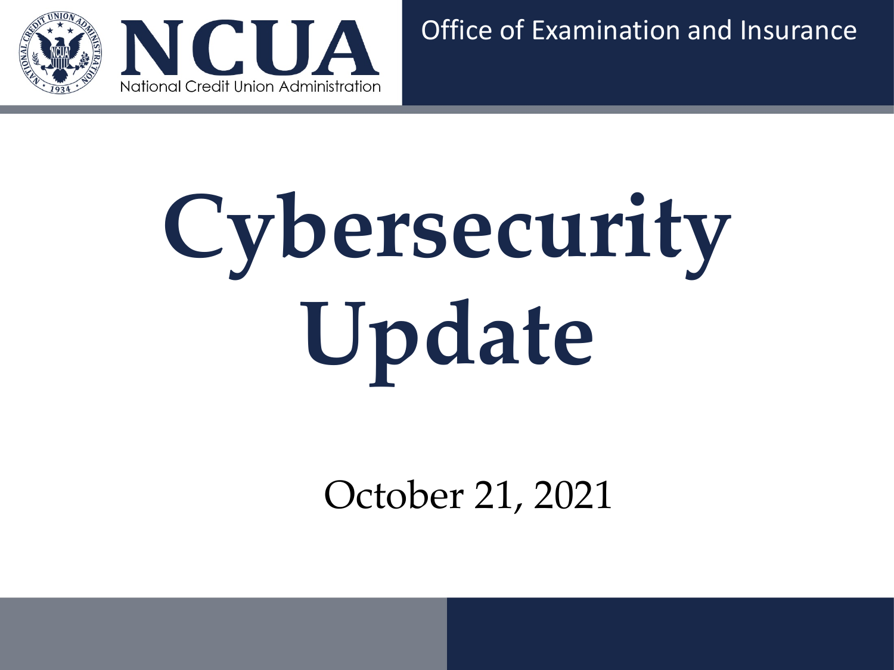NCUA

National Credit Union Administration

Office of Examination and Insurance

# Cybersecurity Update

October 21, 2021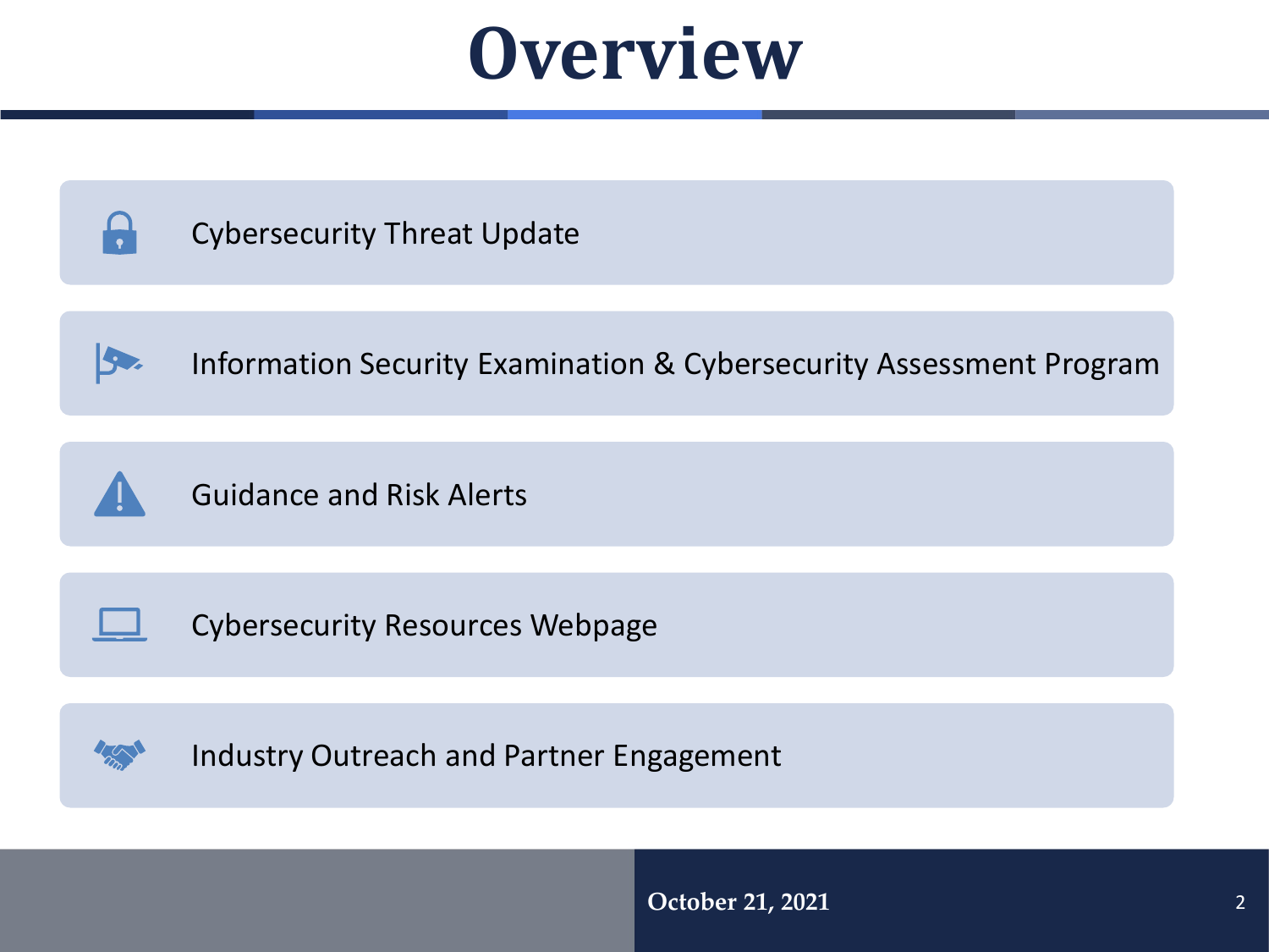# Overview

- Cybersecurity Threat Update
- Information Security Examination & Cybersecurity Assessment Program
- Guidance and Risk Alerts
- Cybersecurity Resources Webpage
- Industry Outreach and Partner Engagement

October 21, 2021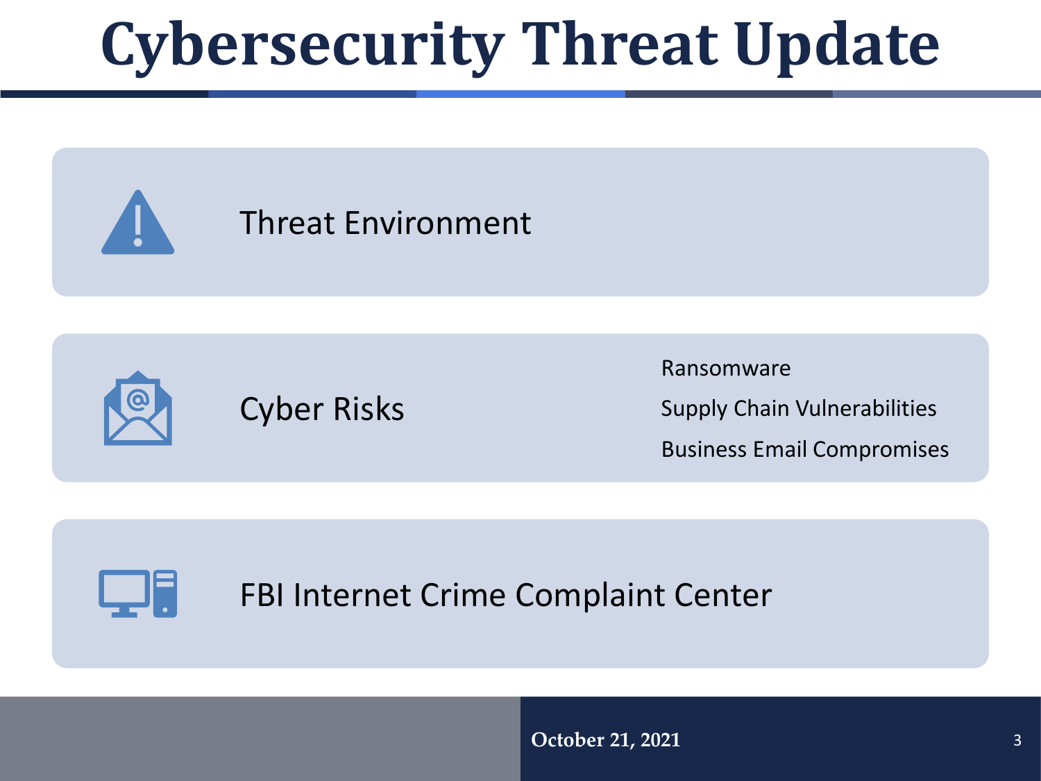# Cybersecurity Threat Update

## Threat Environment

## Cyber Risks

- Ransomware
- Supply Chain Vulnerabilities
- Business Email Compromises

## FBI Internet Crime Complaint Center

October 21, 2021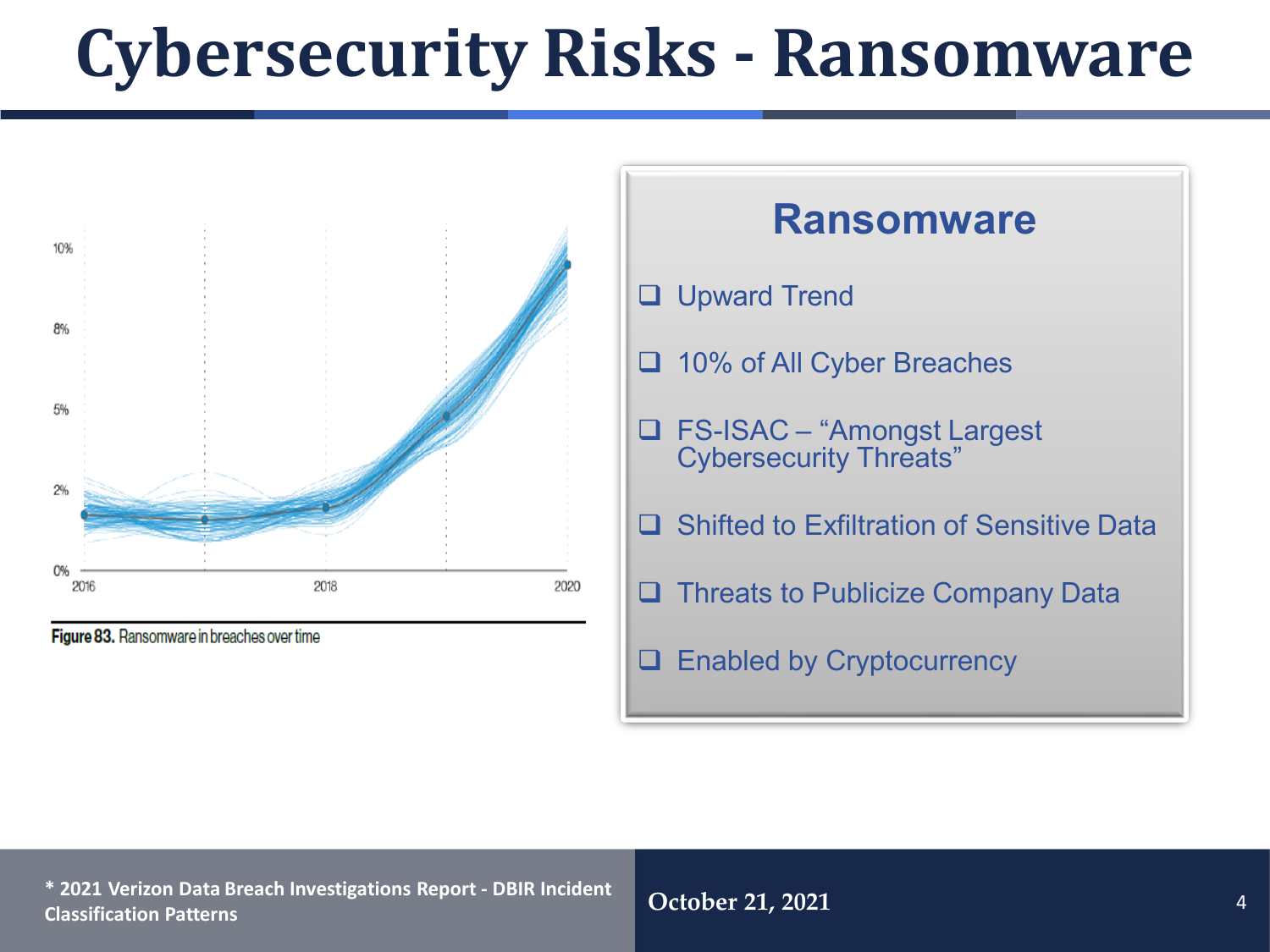# Cybersecurity Risks - Ransomware

Figure 83. Ransomware in breaches over time

## Ransomware

- Upward Trend
- 10% of All Cyber Breaches
- FS-ISAC – "Amongst Largest Cybersecurity Threats"
- Shifted to Exfiltration of Sensitive Data
- Threats to Publicize Company Data
- Enabled by Cryptocurrency

**\* 2021 Verizon Data Breach Investigations Report - DBIR Incident Classification Patterns**

**October 21, 2021**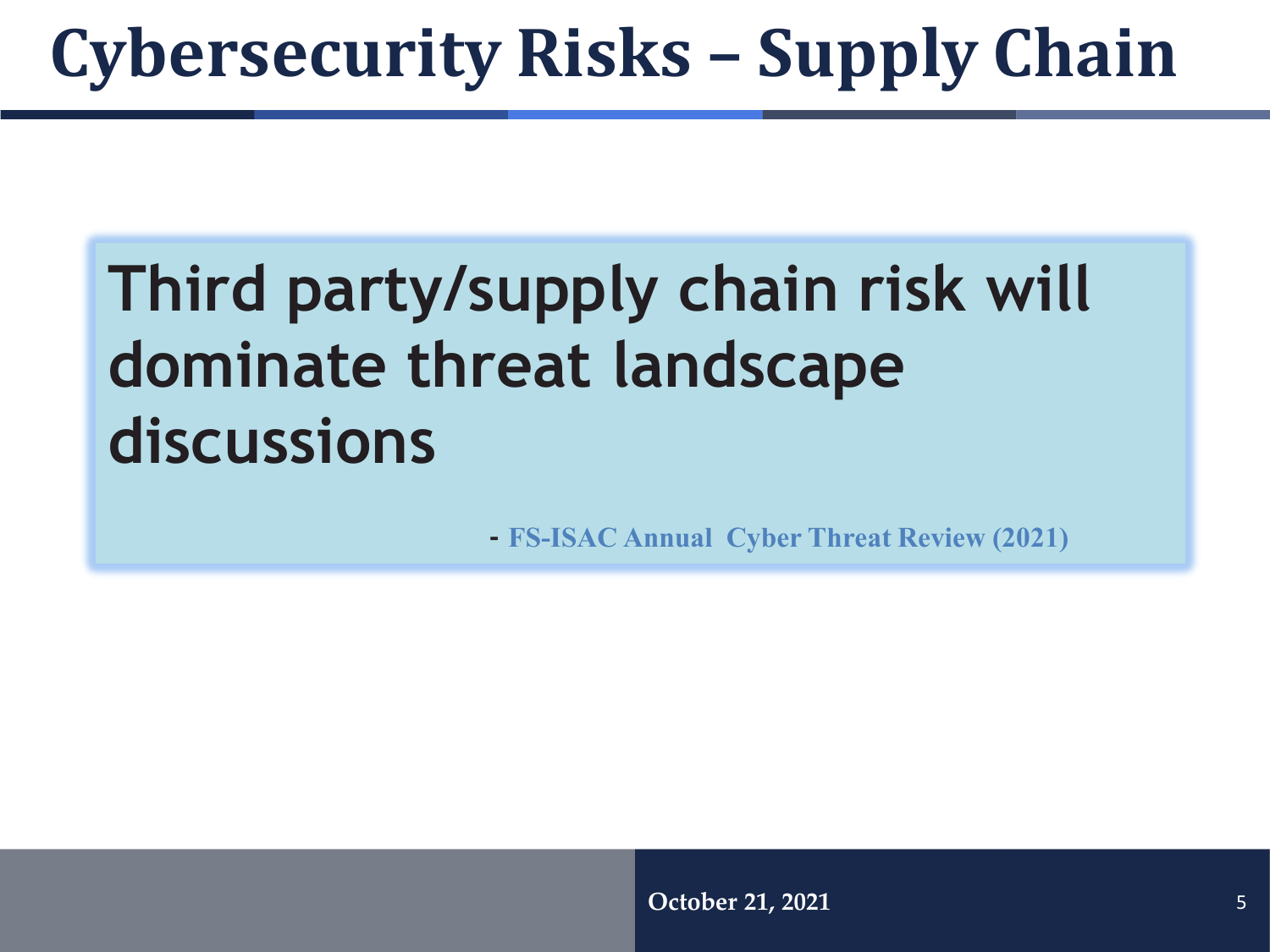# Cybersecurity Risks – Supply Chain

> **Third party/supply chain risk will dominate threat landscape discussions**
>
> **- FS-ISAC Annual Cyber Threat Review (2021)**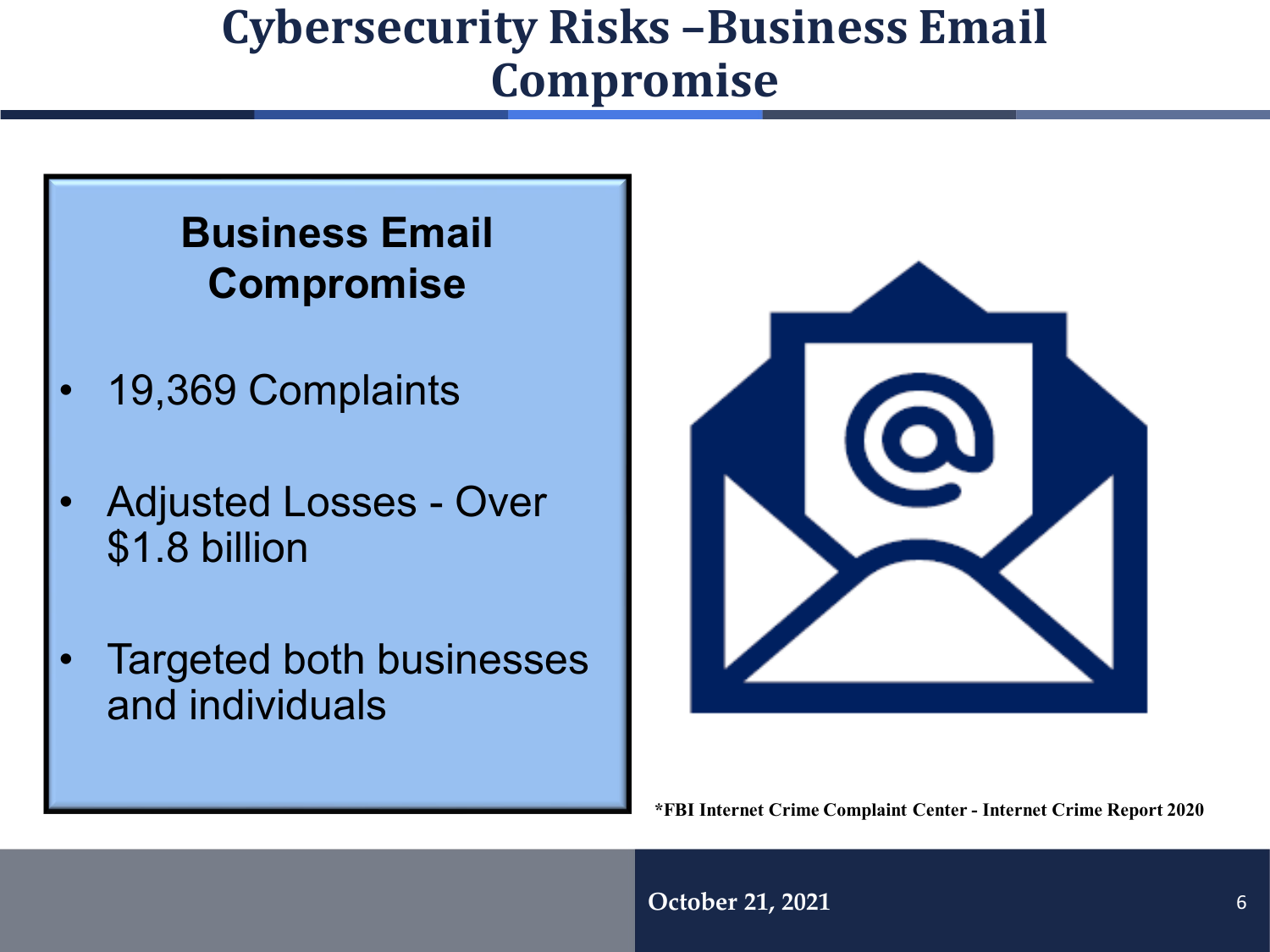# Cybersecurity Risks –Business Email Compromise

## Business Email Compromise

- 19,369 Complaints
- Adjusted Losses - Over $1.8 billion
- Targeted both businesses and individuals

*FBI Internet Crime Complaint Center - Internet Crime Report 2020

October 21, 2021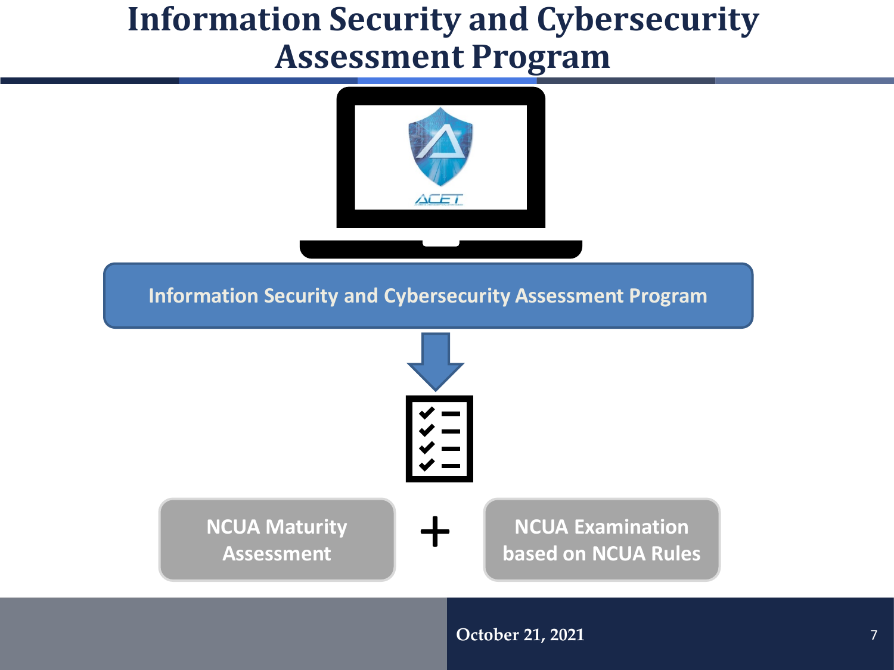# Information Security and Cybersecurity Assessment Program

Information Security and Cybersecurity Assessment Program

NCUA Maturity Assessment + NCUA Examination based on NCUA Rules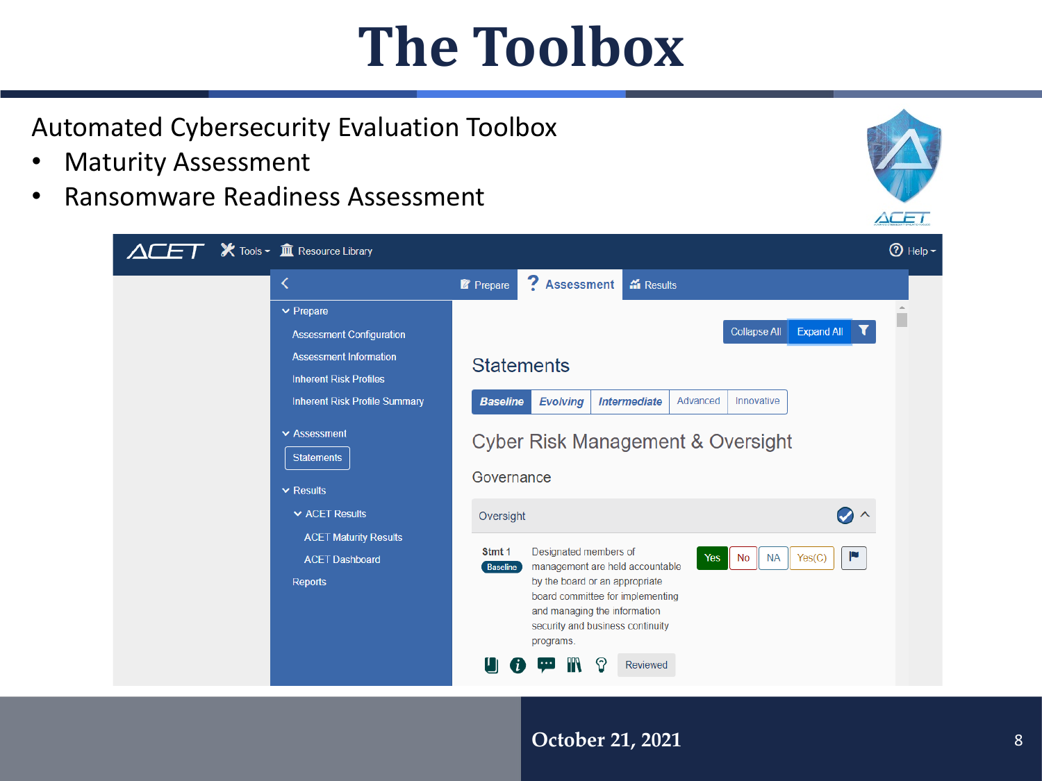# The Toolbox

Automated Cybersecurity Evaluation Toolbox

- Maturity Assessment
- Ransomware Readiness Assessment

October 21, 2021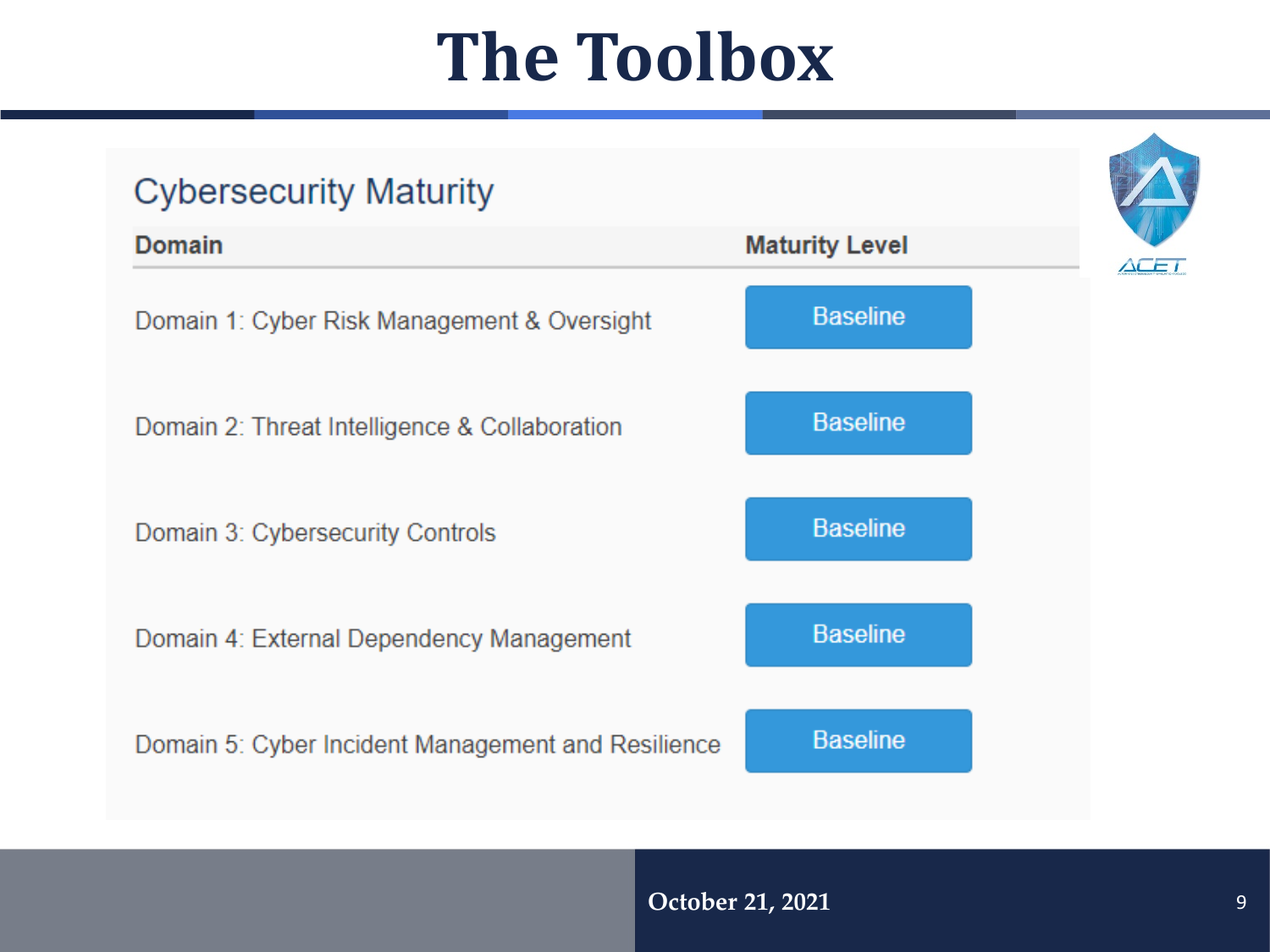# The Toolbox

## Cybersecurity Maturity

| Domain | Maturity Level |
|---|---|
| Domain 1: Cyber Risk Management & Oversight | Baseline |
| Domain 2: Threat Intelligence & Collaboration | Baseline |
| Domain 3: Cybersecurity Controls | Baseline |
| Domain 4: External Dependency Management | Baseline |
| Domain 5: Cyber Incident Management and Resilience | Baseline |

October 21, 2021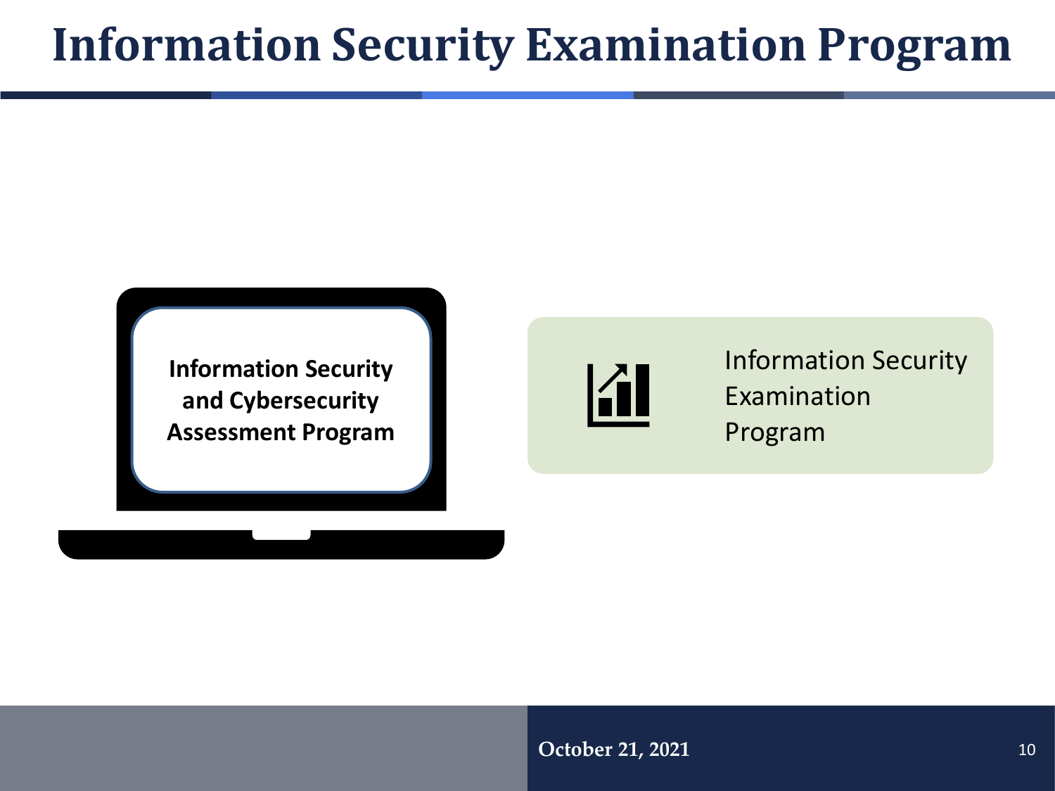# Information Security Examination Program

**Information Security and Cybersecurity Assessment Program**

Information Security Examination Program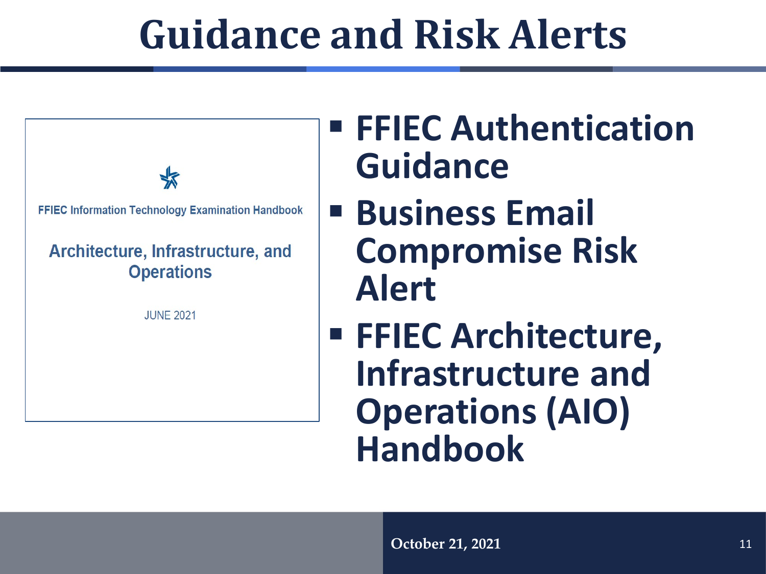# Guidance and Risk Alerts

FFIEC Information Technology Examination Handbook

Architecture, Infrastructure, and Operations

JUNE 2021

- **FFIEC Authentication Guidance**
- **Business Email Compromise Risk Alert**
- **FFIEC Architecture, Infrastructure and Operations (AIO) Handbook**

October 21, 2021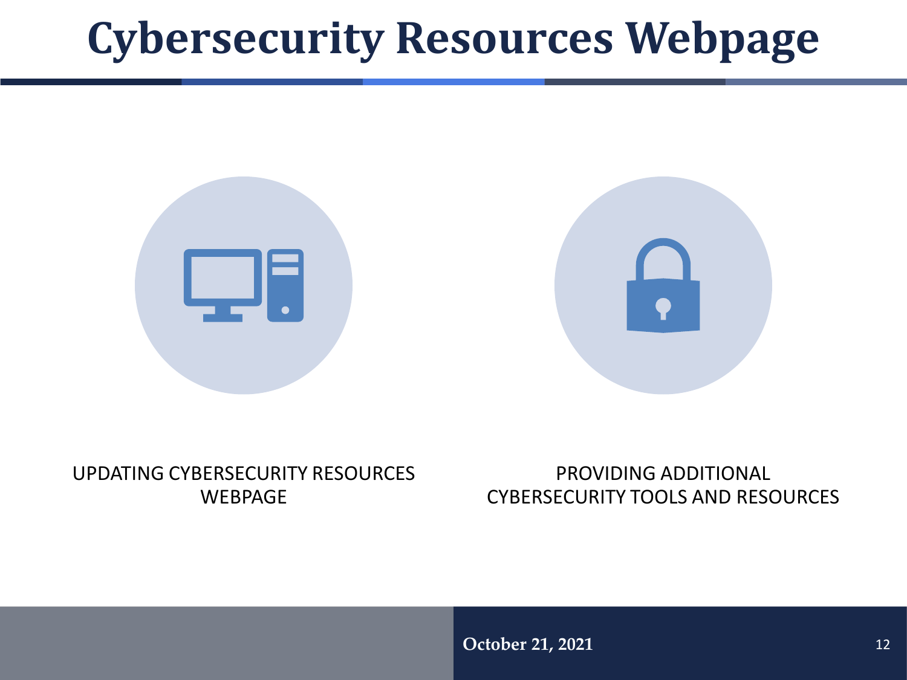# Cybersecurity Resources Webpage

UPDATING CYBERSECURITY RESOURCES WEBPAGE

PROVIDING ADDITIONAL CYBERSECURITY TOOLS AND RESOURCES

**October 21, 2021**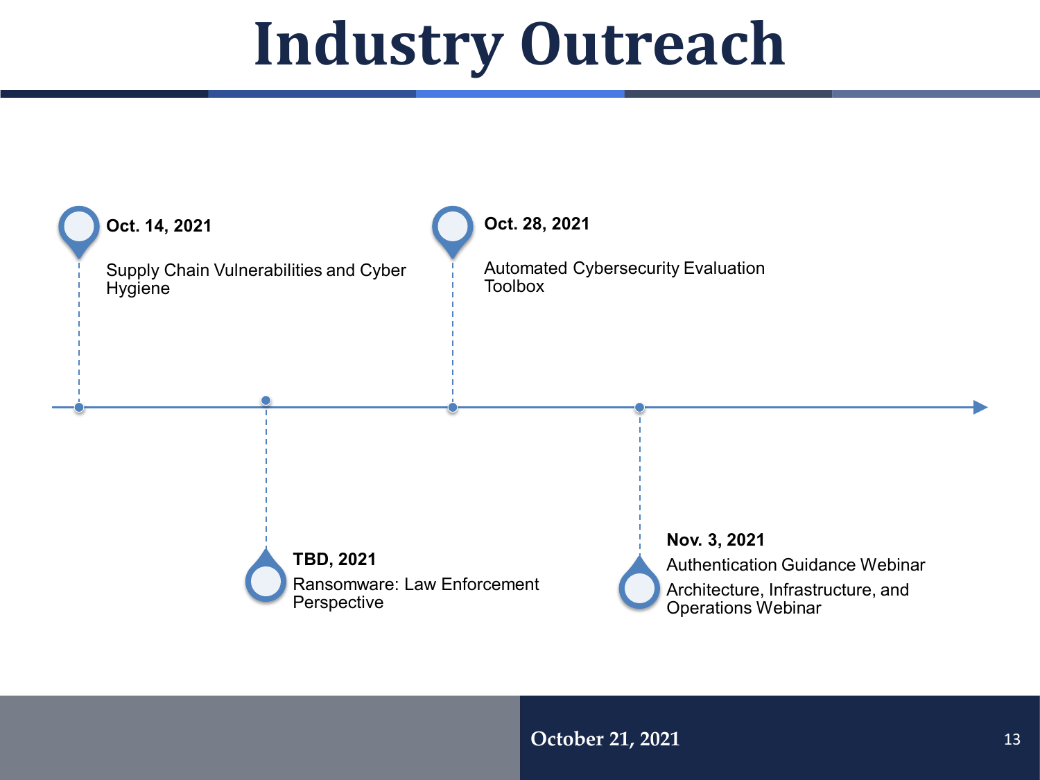# Industry Outreach

**Oct. 14, 2021**

Supply Chain Vulnerabilities and Cyber Hygiene

**TBD, 2021**

Ransomware: Law Enforcement Perspective

**Oct. 28, 2021**

Automated Cybersecurity Evaluation Toolbox

**Nov. 3, 2021**

Authentication Guidance Webinar

Architecture, Infrastructure, and Operations Webinar

October 21, 2021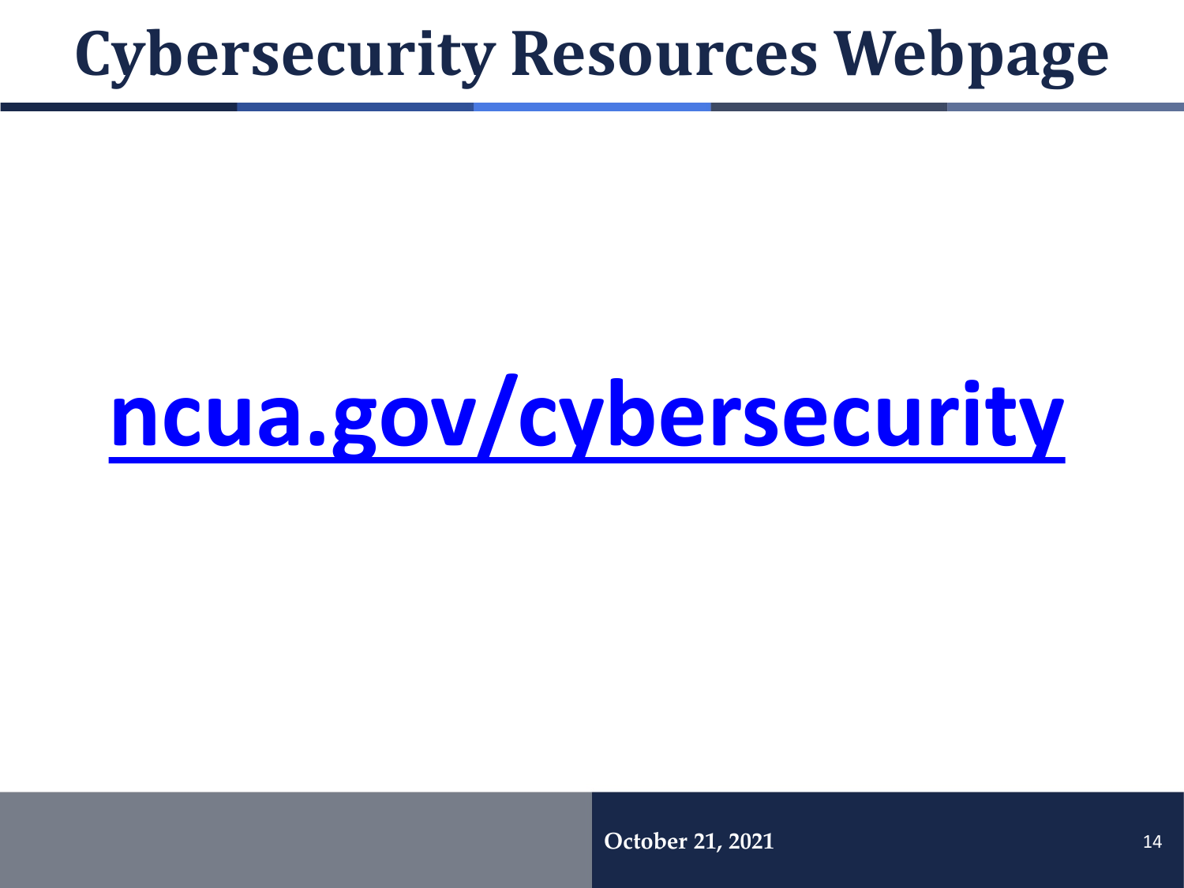# Cybersecurity Resources Webpage

[ncua.gov/cybersecurity](https://ncua.gov/cybersecurity)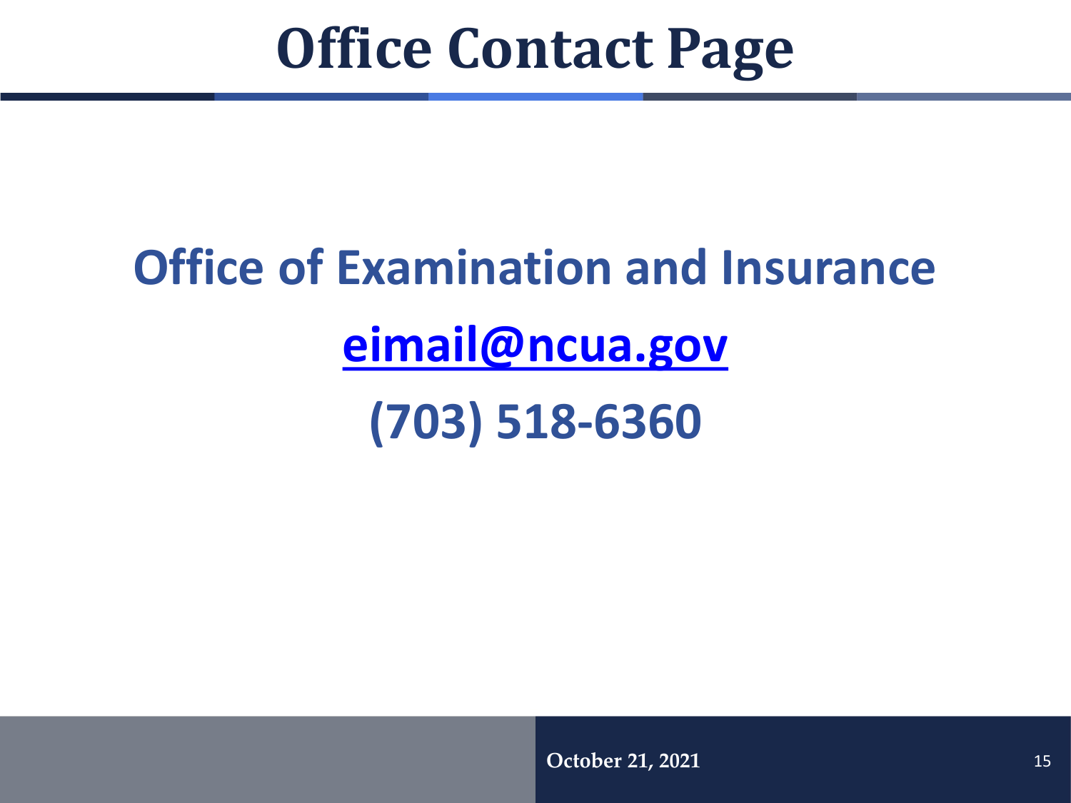# Office Contact Page

**Office of Examination and Insurance**

**[eimail@ncua.gov](mailto:eimail@ncua.gov)**

**(703) 518-6360**